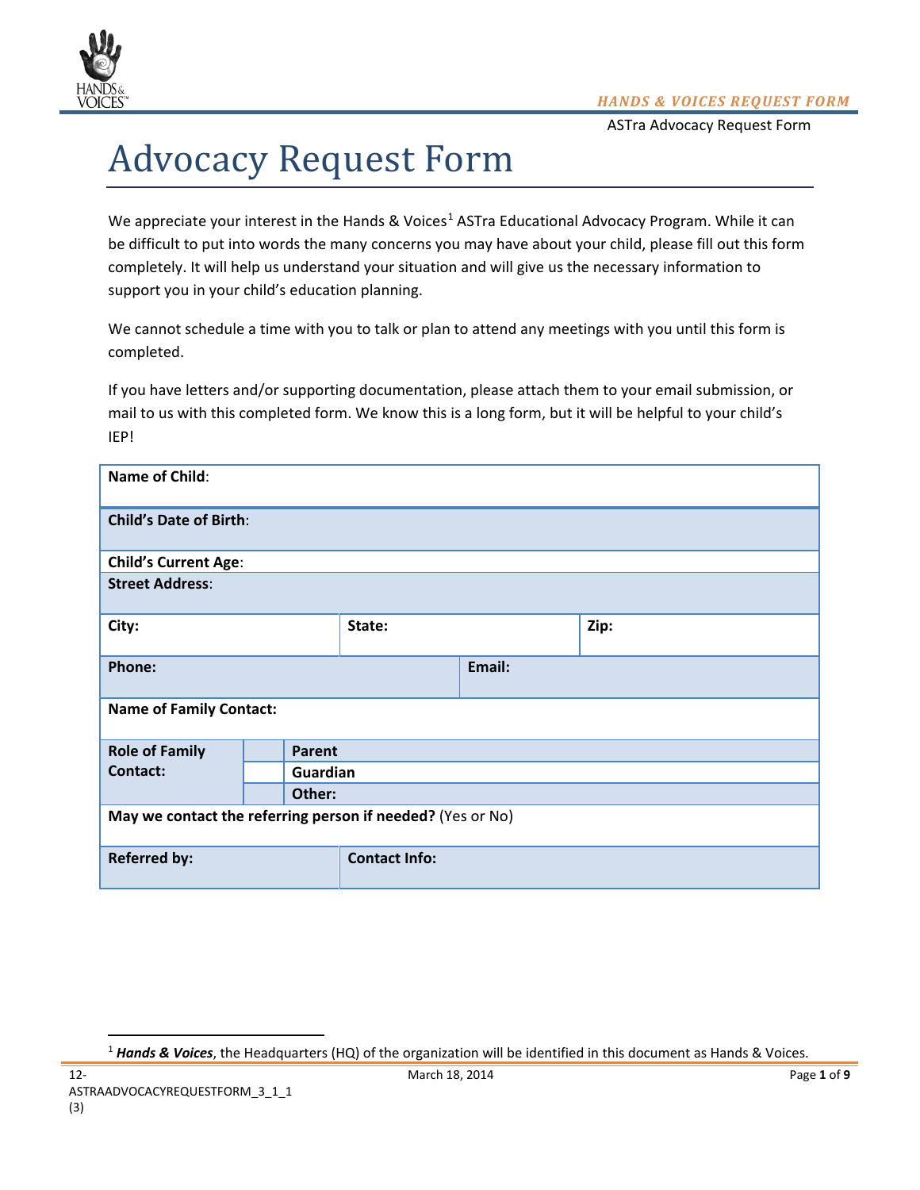ASTra Advocacy Request Form

# Advocacy Request Form

We appreciate your interest in the Hands & Voices[1] ASTra Educational Advocacy Program. While it can be difficult to put into words the many concerns you may have about your child, please fill out this form completely. It will help us understand your situation and will give us the necessary information to support you in your child's education planning.

We cannot schedule a time with you to talk or plan to attend any meetings with you until this form is completed.

If you have letters and/or supporting documentation, please attach them to your email submission, or mail to us with this completed form. We know this is a long form, but it will be helpful to your child's IEP!

| | | |
|---|---|---|
| **Name of Child**: | | |
| **Child's Date of Birth**: | | |
| **Child's Current Age**: | | |
| **Street Address**: | | |
| **City:** | **State:** | **Zip:** |
| **Phone:** | **Email:** | |
| **Name of Family Contact:** | | |
| **Role of Family Contact:** | ☐ **Parent** | |
| | ☐ **Guardian** | |
| | ☐ **Other:** | |
| **May we contact the referring person if needed?** (Yes or No) | | |
| **Referred by:** | **Contact Info:** | |

[1] ***Hands & Voices***, the Headquarters (HQ) of the organization will be identified in this document as Hands & Voices.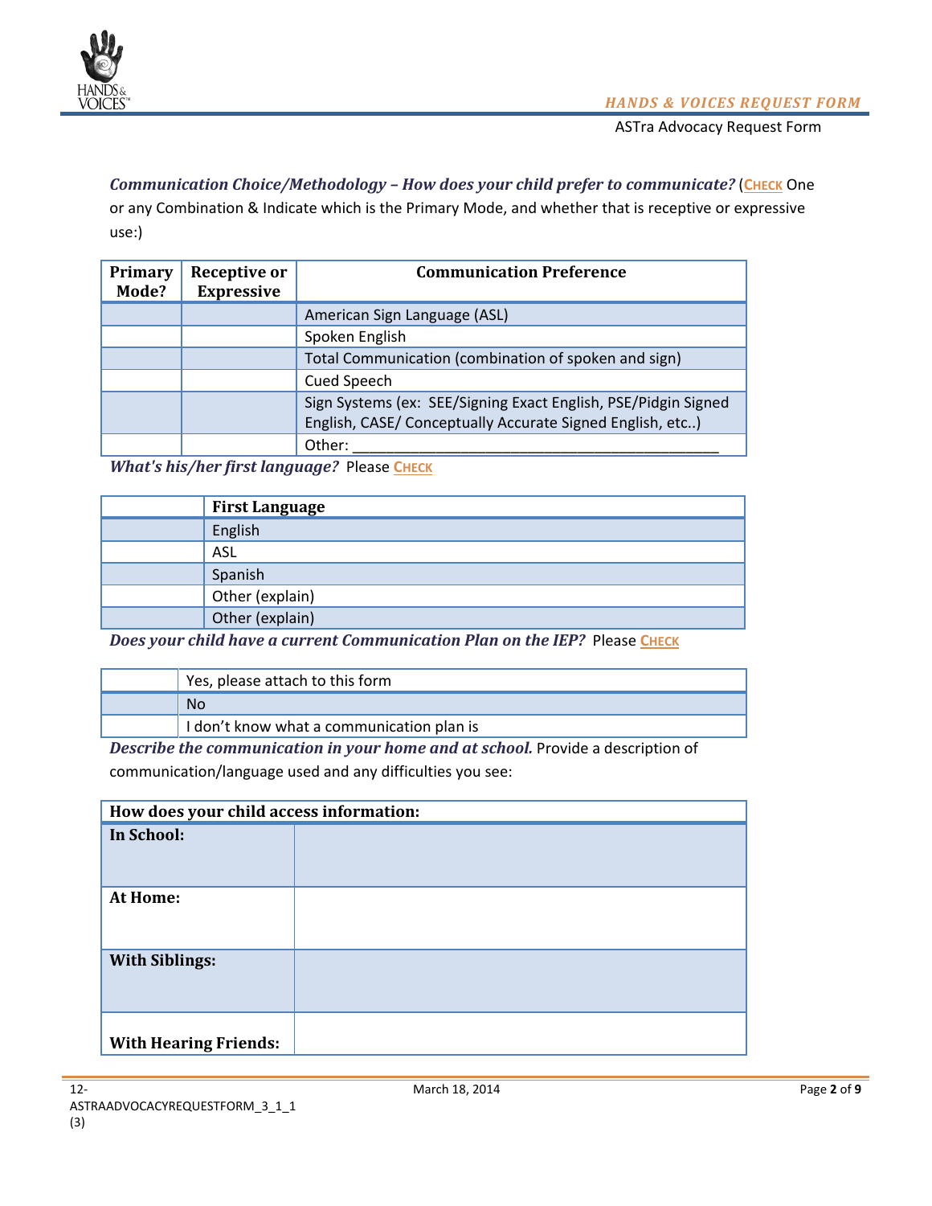***Communication Choice/Methodology – How does your child prefer to communicate?*** (CHECK One or any Combination & Indicate which is the Primary Mode, and whether that is receptive or expressive use:)

| Primary Mode? | Receptive or Expressive | Communication Preference |
|---|---|---|
| | | American Sign Language (ASL) |
| | | Spoken English |
| | | Total Communication (combination of spoken and sign) |
| | | Cued Speech |
| | | Sign Systems (ex: SEE/Signing Exact English, PSE/Pidgin Signed English, CASE/ Conceptually Accurate Signed English, etc..) |
| | | Other: ___________________________________________ |

***What's his/her first language?*** Please CHECK

| | First Language |
|---|---|
| | English |
| | ASL |
| | Spanish |
| | Other (explain) |
| | Other (explain) |

***Does your child have a current Communication Plan on the IEP?*** Please CHECK

| | |
|---|---|
| | Yes, please attach to this form |
| | No |
| | I don't know what a communication plan is |

***Describe the communication in your home and at school.*** Provide a description of communication/language used and any difficulties you see:

| How does your child access information: | |
|---|---|
| **In School:** | |
| **At Home:** | |
| **With Siblings:** | |
| **With Hearing Friends:** | |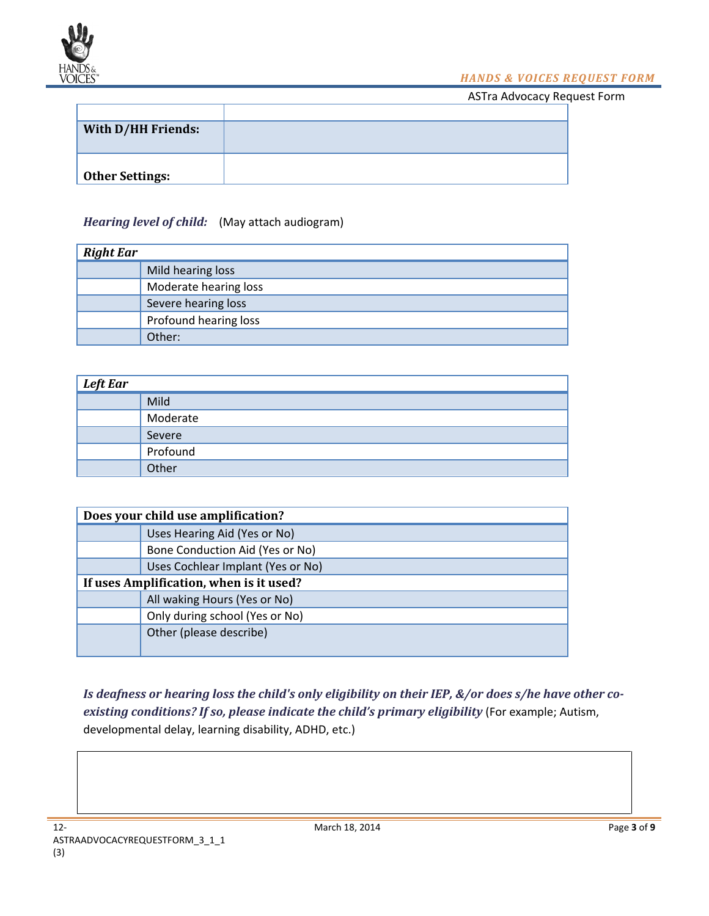| | |
|---|---|
| **With D/HH Friends:** | |
| **Other Settings:** | |

***Hearing level of child:*** (May attach audiogram)

| ***Right Ear*** | |
|---|---|
| | Mild hearing loss |
| | Moderate hearing loss |
| | Severe hearing loss |
| | Profound hearing loss |
| | Other: |

| ***Left Ear*** | |
|---|---|
| | Mild |
| | Moderate |
| | Severe |
| | Profound |
| | Other |

| **Does your child use amplification?** | |
|---|---|
| | Uses Hearing Aid (Yes or No) |
| | Bone Conduction Aid (Yes or No) |
| | Uses Cochlear Implant (Yes or No) |
| **If uses Amplification, when is it used?** | |
| | All waking Hours (Yes or No) |
| | Only during school (Yes or No) |
| | Other (please describe) |

***Is deafness or hearing loss the child's only eligibility on their IEP, &/or does s/he have other co-existing conditions? If so, please indicate the child's primary eligibility*** (For example; Autism, developmental delay, learning disability, ADHD, etc.)

| |
|---|
| |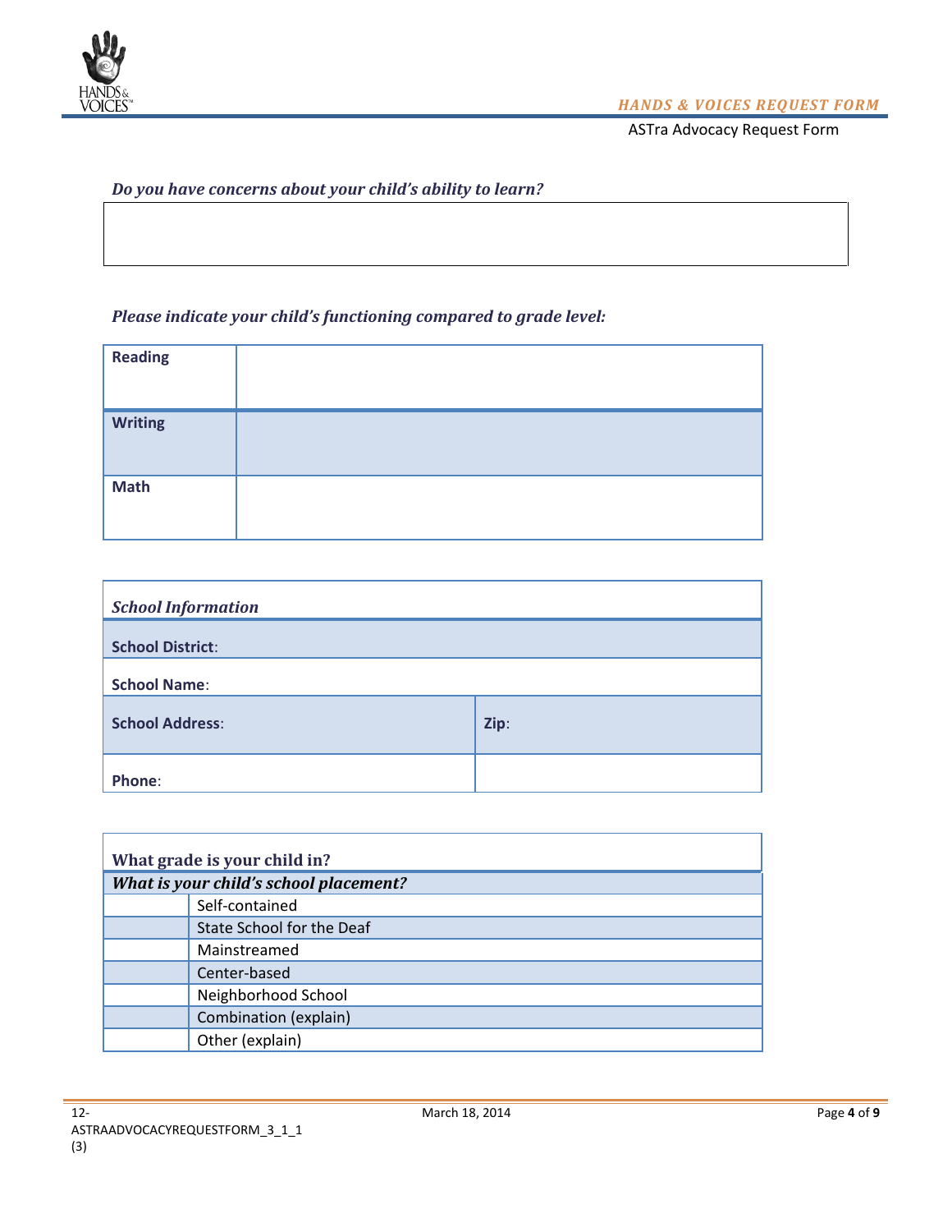***Do you have concerns about your child's ability to learn?***

&nbsp;

***Please indicate your child's functioning compared to grade level:***

| | |
|---|---|
| **Reading** | |
| **Writing** | |
| **Math** | |

| ***School Information*** | |
|---|---|
| **School District**: | |
| **School Name**: | |
| **School Address**: | **Zip**: |
| **Phone**: | |

| **What grade is your child in?** | |
|---|---|
| ***What is your child's school placement?*** | |
| | Self-contained |
| | State School for the Deaf |
| | Mainstreamed |
| | Center-based |
| | Neighborhood School |
| | Combination (explain) |
| | Other (explain) |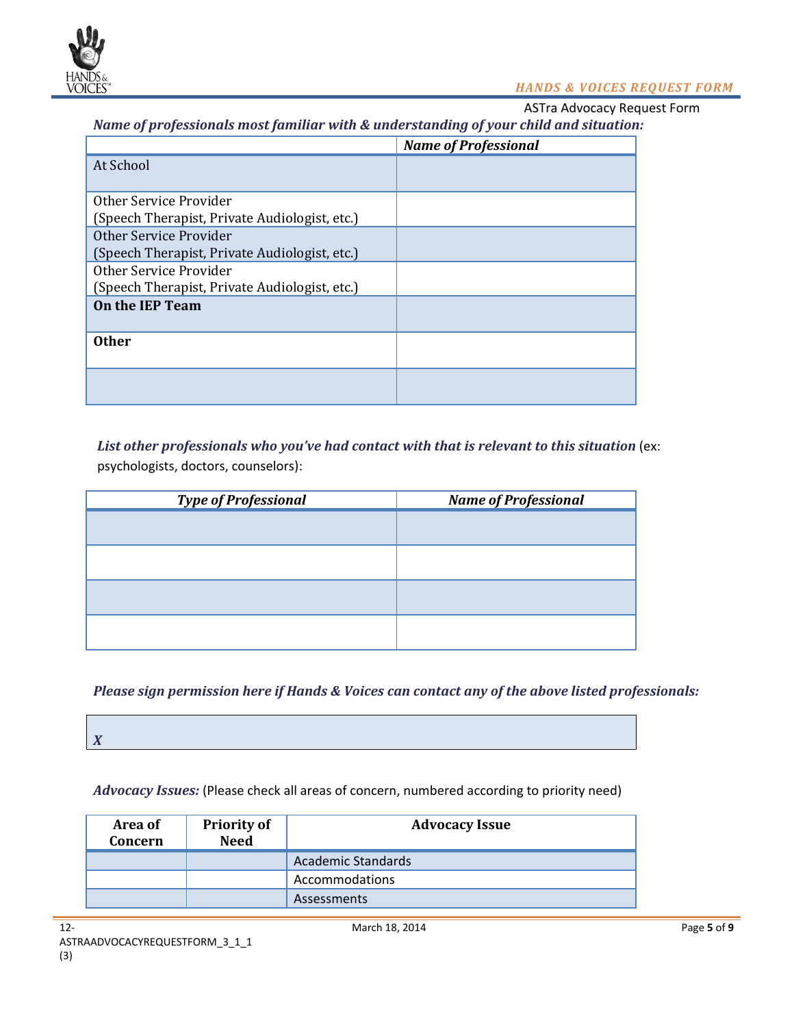ASTra Advocacy Request Form

***Name of professionals most familiar with & understanding of your child and situation:***

| | ***Name of Professional*** |
|---|---|
| At School | |
| Other Service Provider (Speech Therapist, Private Audiologist, etc.) | |
| Other Service Provider (Speech Therapist, Private Audiologist, etc.) | |
| Other Service Provider (Speech Therapist, Private Audiologist, etc.) | |
| **On the IEP Team** | |
| **Other** | |
| | |

***List other professionals who you've had contact with that is relevant to this situation*** (ex: psychologists, doctors, counselors):

| ***Type of Professional*** | ***Name of Professional*** |
|---|---|
| | |
| | |
| | |
| | |

***Please sign permission here if Hands & Voices can contact any of the above listed professionals:***

***X***

***Advocacy Issues:*** (Please check all areas of concern, numbered according to priority need)

| **Area of Concern** | **Priority of Need** | **Advocacy Issue** |
|---|---|---|
| | | Academic Standards |
| | | Accommodations |
| | | Assessments |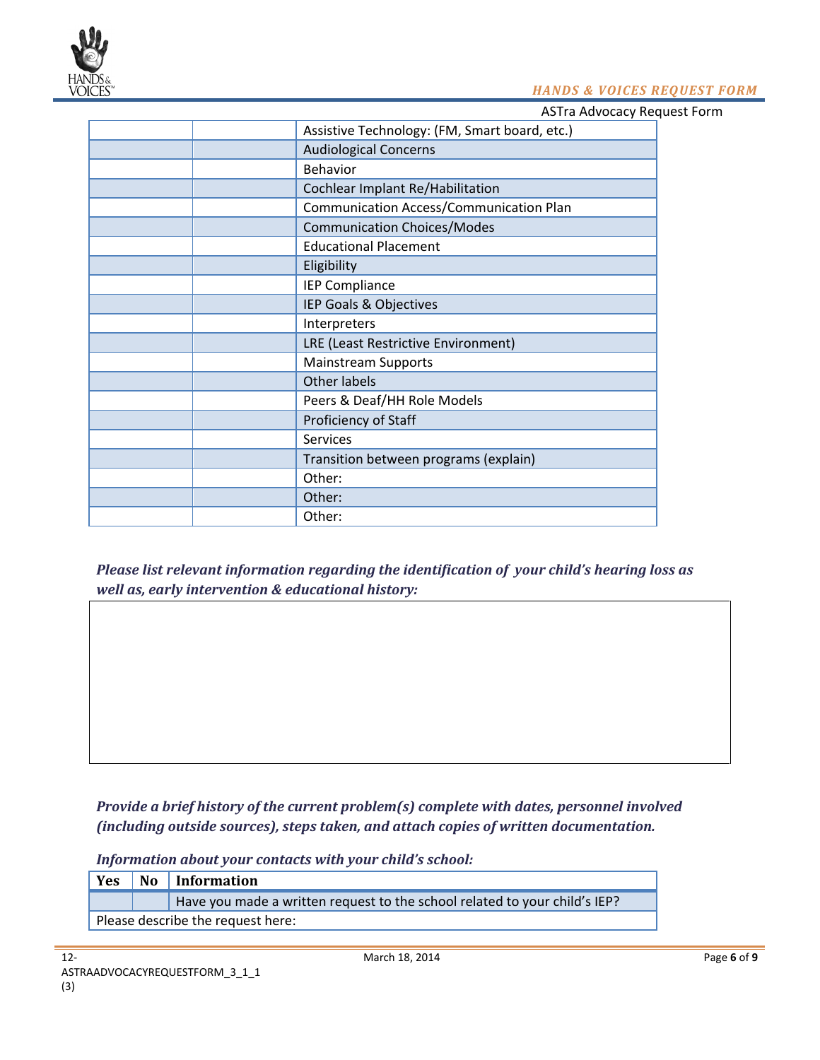ASTra Advocacy Request Form

| | | |
|---|---|---|
| | | Assistive Technology: (FM, Smart board, etc.) |
| | | Audiological Concerns |
| | | Behavior |
| | | Cochlear Implant Re/Habilitation |
| | | Communication Access/Communication Plan |
| | | Communication Choices/Modes |
| | | Educational Placement |
| | | Eligibility |
| | | IEP Compliance |
| | | IEP Goals & Objectives |
| | | Interpreters |
| | | LRE (Least Restrictive Environment) |
| | | Mainstream Supports |
| | | Other labels |
| | | Peers & Deaf/HH Role Models |
| | | Proficiency of Staff |
| | | Services |
| | | Transition between programs (explain) |
| | | Other: |
| | | Other: |
| | | Other: |

***Please list relevant information regarding the identification of your child's hearing loss as well as, early intervention & educational history:***

| |
|---|
| |

***Provide a brief history of the current problem(s) complete with dates, personnel involved (including outside sources), steps taken, and attach copies of written documentation.***

***Information about your contacts with your child's school:***

| Yes | No | Information |
|---|---|---|
| | | Have you made a written request to the school related to your child's IEP? |
| Please describe the request here: | | |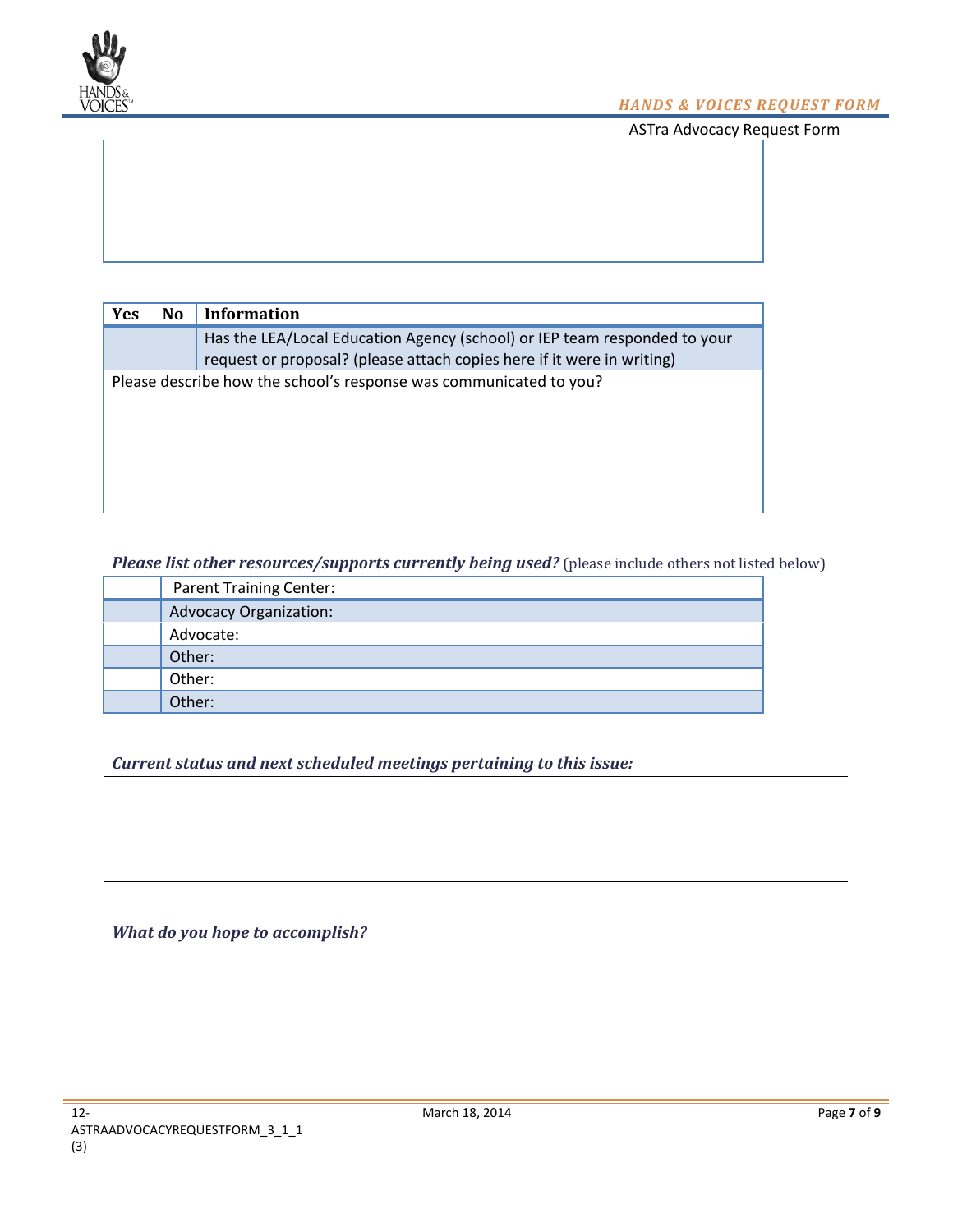| Yes | No | Information |
|---|---|---|
| | | Has the LEA/Local Education Agency (school) or IEP team responded to your request or proposal? (please attach copies here if it were in writing) |
| Please describe how the school's response was communicated to you? | | |

***Please list other resources/supports currently being used?*** (please include others not listed below)

| | |
|---|---|
| | Parent Training Center: |
| | Advocacy Organization: |
| | Advocate: |
| | Other: |
| | Other: |
| | Other: |

***Current status and next scheduled meetings pertaining to this issue:***

***What do you hope to accomplish?***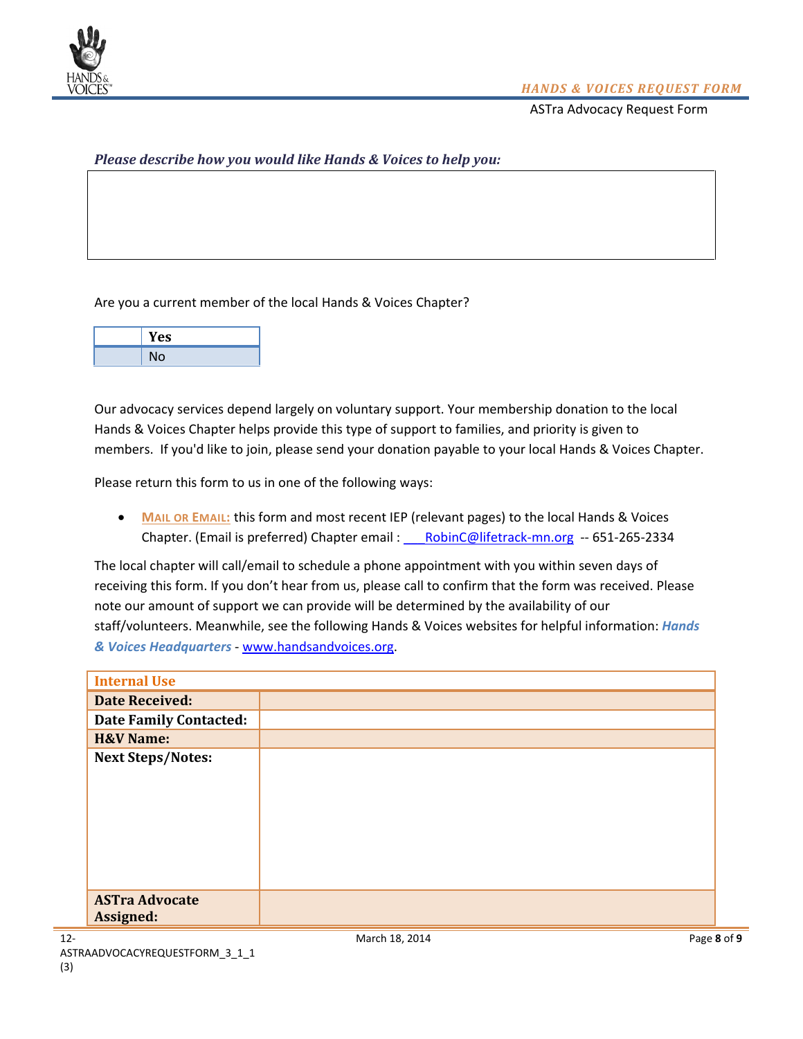***Please describe how you would like Hands & Voices to help you:***

| |
|---|
| |

Are you a current member of the local Hands & Voices Chapter?

| | |
|---|---|
| | **Yes** |
| | No |

Our advocacy services depend largely on voluntary support. Your membership donation to the local Hands & Voices Chapter helps provide this type of support to families, and priority is given to members. If you'd like to join, please send your donation payable to your local Hands & Voices Chapter.

Please return this form to us in one of the following ways:

- MAIL OR EMAIL: this form and most recent IEP (relevant pages) to the local Hands & Voices Chapter. (Email is preferred) Chapter email : ___RobinC@lifetrack-mn.org -- 651-265-2334

The local chapter will call/email to schedule a phone appointment with you within seven days of receiving this form. If you don't hear from us, please call to confirm that the form was received. Please note our amount of support we can provide will be determined by the availability of our staff/volunteers. Meanwhile, see the following Hands & Voices websites for helpful information: ***Hands & Voices Headquarters*** - www.handsandvoices.org.

| Internal Use | |
|---|---|
| **Date Received:** | |
| **Date Family Contacted:** | |
| **H&V Name:** | |
| **Next Steps/Notes:** | |
| **ASTra Advocate Assigned:** | |

12-ASTRAADVOCACYREQUESTFORM_3_1_1 (3)

March 18, 2014